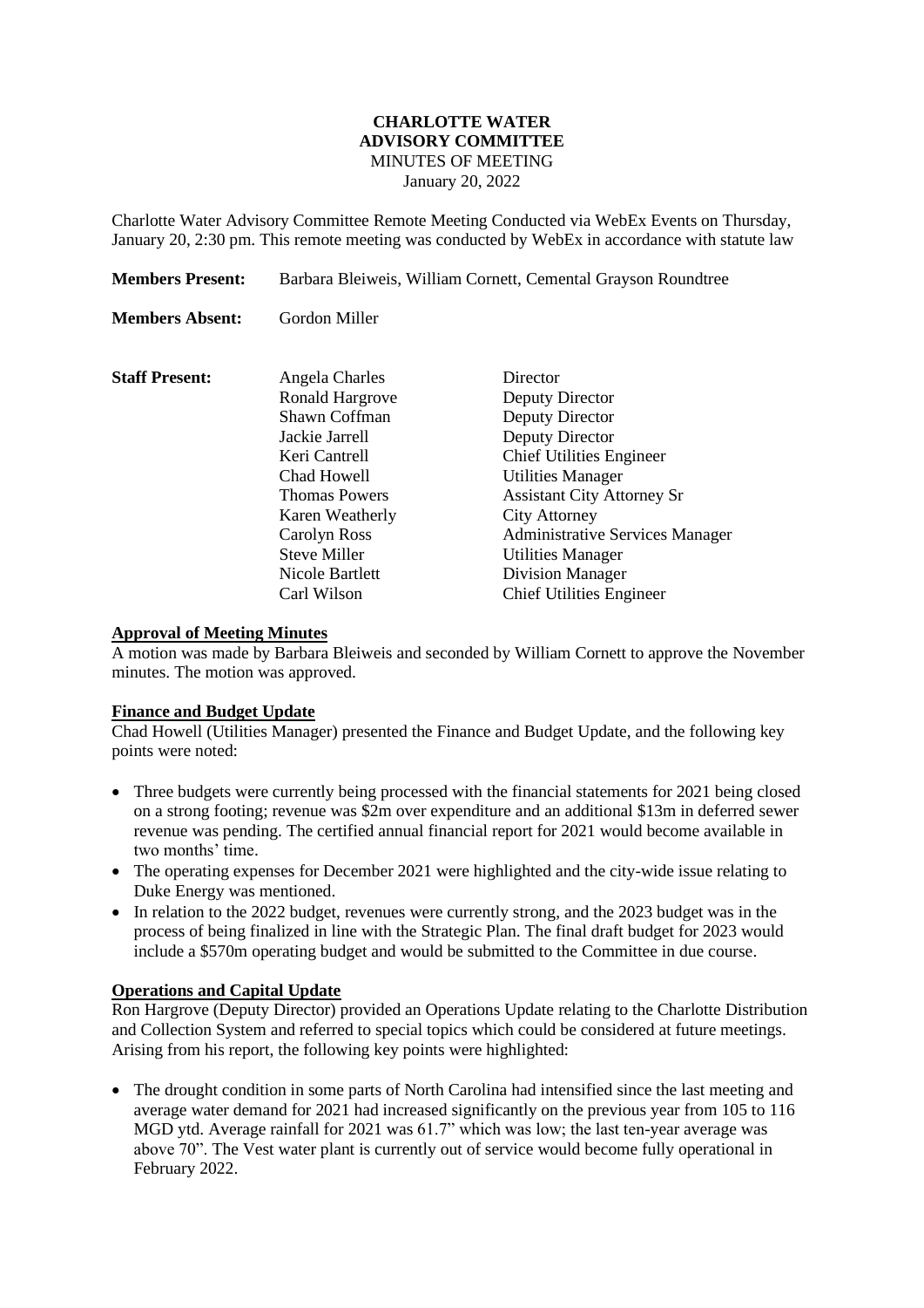**CHARLOTTE WATER**
**ADVISORY COMMITTEE**
MINUTES OF MEETING
January 20, 2022

Charlotte Water Advisory Committee Remote Meeting Conducted via WebEx Events on Thursday, January 20, 2:30 pm. This remote meeting was conducted by WebEx in accordance with statute law

**Members Present:** Barbara Bleiweis, William Cornett, Cemental Grayson Roundtree

**Members Absent:** Gordon Miller

**Staff Present:**

| Name | Title |
|---|---|
| Angela Charles | Director |
| Ronald Hargrove | Deputy Director |
| Shawn Coffman | Deputy Director |
| Jackie Jarrell | Deputy Director |
| Keri Cantrell | Chief Utilities Engineer |
| Chad Howell | Utilities Manager |
| Thomas Powers | Assistant City Attorney Sr |
| Karen Weatherly | City Attorney |
| Carolyn Ross | Administrative Services Manager |
| Steve Miller | Utilities Manager |
| Nicole Bartlett | Division Manager |
| Carl Wilson | Chief Utilities Engineer |

**Approval of Meeting Minutes**

A motion was made by Barbara Bleiweis and seconded by William Cornett to approve the November minutes. The motion was approved.

**Finance and Budget Update**

Chad Howell (Utilities Manager) presented the Finance and Budget Update, and the following key points were noted:

- Three budgets were currently being processed with the financial statements for 2021 being closed on a strong footing; revenue was $2m over expenditure and an additional $13m in deferred sewer revenue was pending. The certified annual financial report for 2021 would become available in two months' time.
- The operating expenses for December 2021 were highlighted and the city-wide issue relating to Duke Energy was mentioned.
- In relation to the 2022 budget, revenues were currently strong, and the 2023 budget was in the process of being finalized in line with the Strategic Plan. The final draft budget for 2023 would include a $570m operating budget and would be submitted to the Committee in due course.

**Operations and Capital Update**

Ron Hargrove (Deputy Director) provided an Operations Update relating to the Charlotte Distribution and Collection System and referred to special topics which could be considered at future meetings. Arising from his report, the following key points were highlighted:

- The drought condition in some parts of North Carolina had intensified since the last meeting and average water demand for 2021 had increased significantly on the previous year from 105 to 116 MGD ytd. Average rainfall for 2021 was 61.7" which was low; the last ten-year average was above 70". The Vest water plant is currently out of service would become fully operational in February 2022.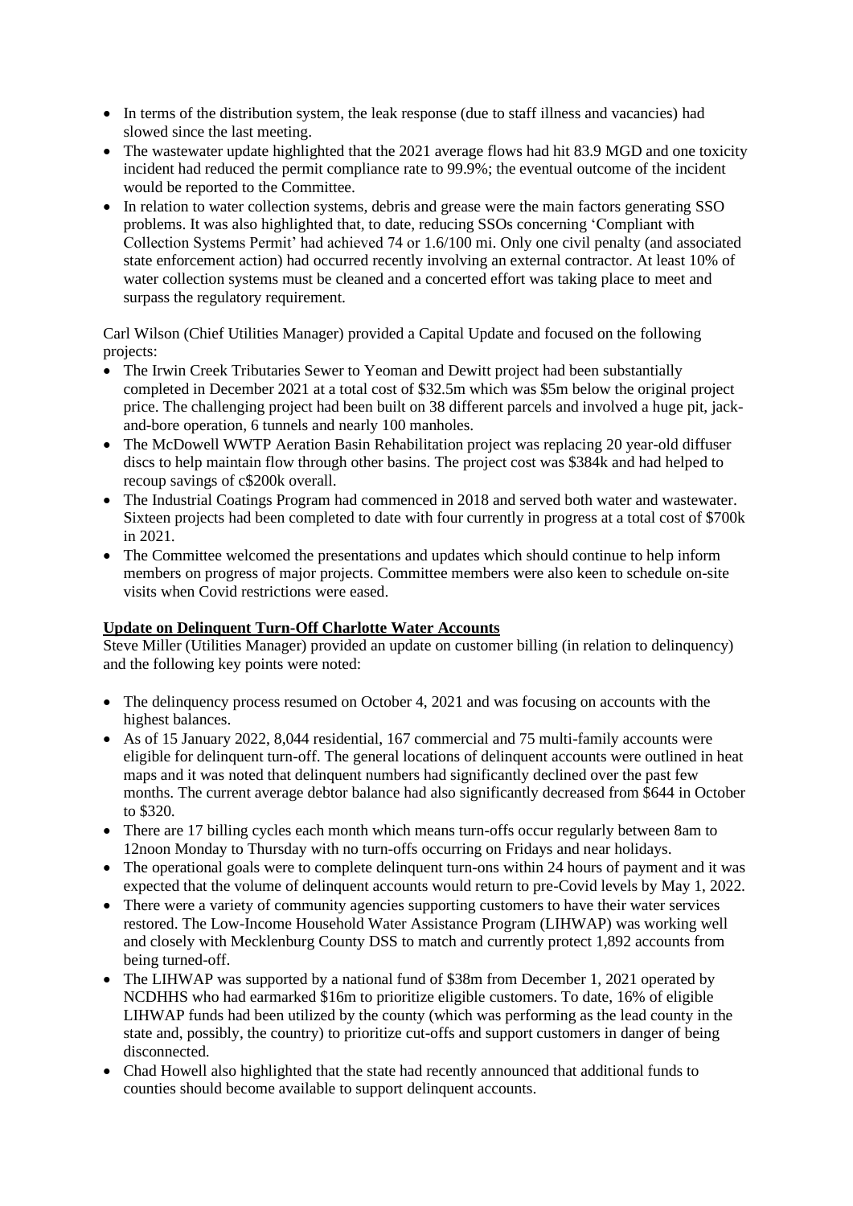- In terms of the distribution system, the leak response (due to staff illness and vacancies) had slowed since the last meeting.
- The wastewater update highlighted that the 2021 average flows had hit 83.9 MGD and one toxicity incident had reduced the permit compliance rate to 99.9%; the eventual outcome of the incident would be reported to the Committee.
- In relation to water collection systems, debris and grease were the main factors generating SSO problems. It was also highlighted that, to date, reducing SSOs concerning 'Compliant with Collection Systems Permit' had achieved 74 or 1.6/100 mi. Only one civil penalty (and associated state enforcement action) had occurred recently involving an external contractor. At least 10% of water collection systems must be cleaned and a concerted effort was taking place to meet and surpass the regulatory requirement.

Carl Wilson (Chief Utilities Manager) provided a Capital Update and focused on the following projects:

- The Irwin Creek Tributaries Sewer to Yeoman and Dewitt project had been substantially completed in December 2021 at a total cost of $32.5m which was $5m below the original project price. The challenging project had been built on 38 different parcels and involved a huge pit, jack-and-bore operation, 6 tunnels and nearly 100 manholes.
- The McDowell WWTP Aeration Basin Rehabilitation project was replacing 20 year-old diffuser discs to help maintain flow through other basins. The project cost was $384k and had helped to recoup savings of c$200k overall.
- The Industrial Coatings Program had commenced in 2018 and served both water and wastewater. Sixteen projects had been completed to date with four currently in progress at a total cost of $700k in 2021.
- The Committee welcomed the presentations and updates which should continue to help inform members on progress of major projects. Committee members were also keen to schedule on-site visits when Covid restrictions were eased.

**Update on Delinquent Turn-Off Charlotte Water Accounts**

Steve Miller (Utilities Manager) provided an update on customer billing (in relation to delinquency) and the following key points were noted:

- The delinquency process resumed on October 4, 2021 and was focusing on accounts with the highest balances.
- As of 15 January 2022, 8,044 residential, 167 commercial and 75 multi-family accounts were eligible for delinquent turn-off. The general locations of delinquent accounts were outlined in heat maps and it was noted that delinquent numbers had significantly declined over the past few months. The current average debtor balance had also significantly decreased from $644 in October to $320.
- There are 17 billing cycles each month which means turn-offs occur regularly between 8am to 12noon Monday to Thursday with no turn-offs occurring on Fridays and near holidays.
- The operational goals were to complete delinquent turn-ons within 24 hours of payment and it was expected that the volume of delinquent accounts would return to pre-Covid levels by May 1, 2022.
- There were a variety of community agencies supporting customers to have their water services restored. The Low-Income Household Water Assistance Program (LIHWAP) was working well and closely with Mecklenburg County DSS to match and currently protect 1,892 accounts from being turned-off.
- The LIHWAP was supported by a national fund of $38m from December 1, 2021 operated by NCDHHS who had earmarked $16m to prioritize eligible customers. To date, 16% of eligible LIHWAP funds had been utilized by the county (which was performing as the lead county in the state and, possibly, the country) to prioritize cut-offs and support customers in danger of being disconnected.
- Chad Howell also highlighted that the state had recently announced that additional funds to counties should become available to support delinquent accounts.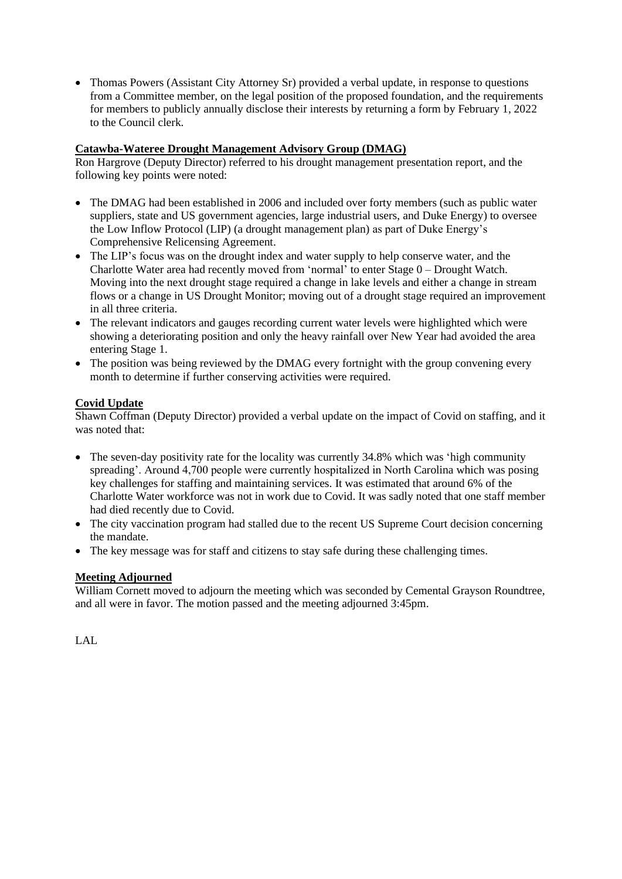- Thomas Powers (Assistant City Attorney Sr) provided a verbal update, in response to questions from a Committee member, on the legal position of the proposed foundation, and the requirements for members to publicly annually disclose their interests by returning a form by February 1, 2022 to the Council clerk.

**Catawba-Wateree Drought Management Advisory Group (DMAG)**

Ron Hargrove (Deputy Director) referred to his drought management presentation report, and the following key points were noted:

- The DMAG had been established in 2006 and included over forty members (such as public water suppliers, state and US government agencies, large industrial users, and Duke Energy) to oversee the Low Inflow Protocol (LIP) (a drought management plan) as part of Duke Energy's Comprehensive Relicensing Agreement.
- The LIP's focus was on the drought index and water supply to help conserve water, and the Charlotte Water area had recently moved from 'normal' to enter Stage 0 – Drought Watch. Moving into the next drought stage required a change in lake levels and either a change in stream flows or a change in US Drought Monitor; moving out of a drought stage required an improvement in all three criteria.
- The relevant indicators and gauges recording current water levels were highlighted which were showing a deteriorating position and only the heavy rainfall over New Year had avoided the area entering Stage 1.
- The position was being reviewed by the DMAG every fortnight with the group convening every month to determine if further conserving activities were required.

**Covid Update**

Shawn Coffman (Deputy Director) provided a verbal update on the impact of Covid on staffing, and it was noted that:

- The seven-day positivity rate for the locality was currently 34.8% which was 'high community spreading'. Around 4,700 people were currently hospitalized in North Carolina which was posing key challenges for staffing and maintaining services. It was estimated that around 6% of the Charlotte Water workforce was not in work due to Covid. It was sadly noted that one staff member had died recently due to Covid.
- The city vaccination program had stalled due to the recent US Supreme Court decision concerning the mandate.
- The key message was for staff and citizens to stay safe during these challenging times.

**Meeting Adjourned**

William Cornett moved to adjourn the meeting which was seconded by Cemental Grayson Roundtree, and all were in favor. The motion passed and the meeting adjourned 3:45pm.

LAL